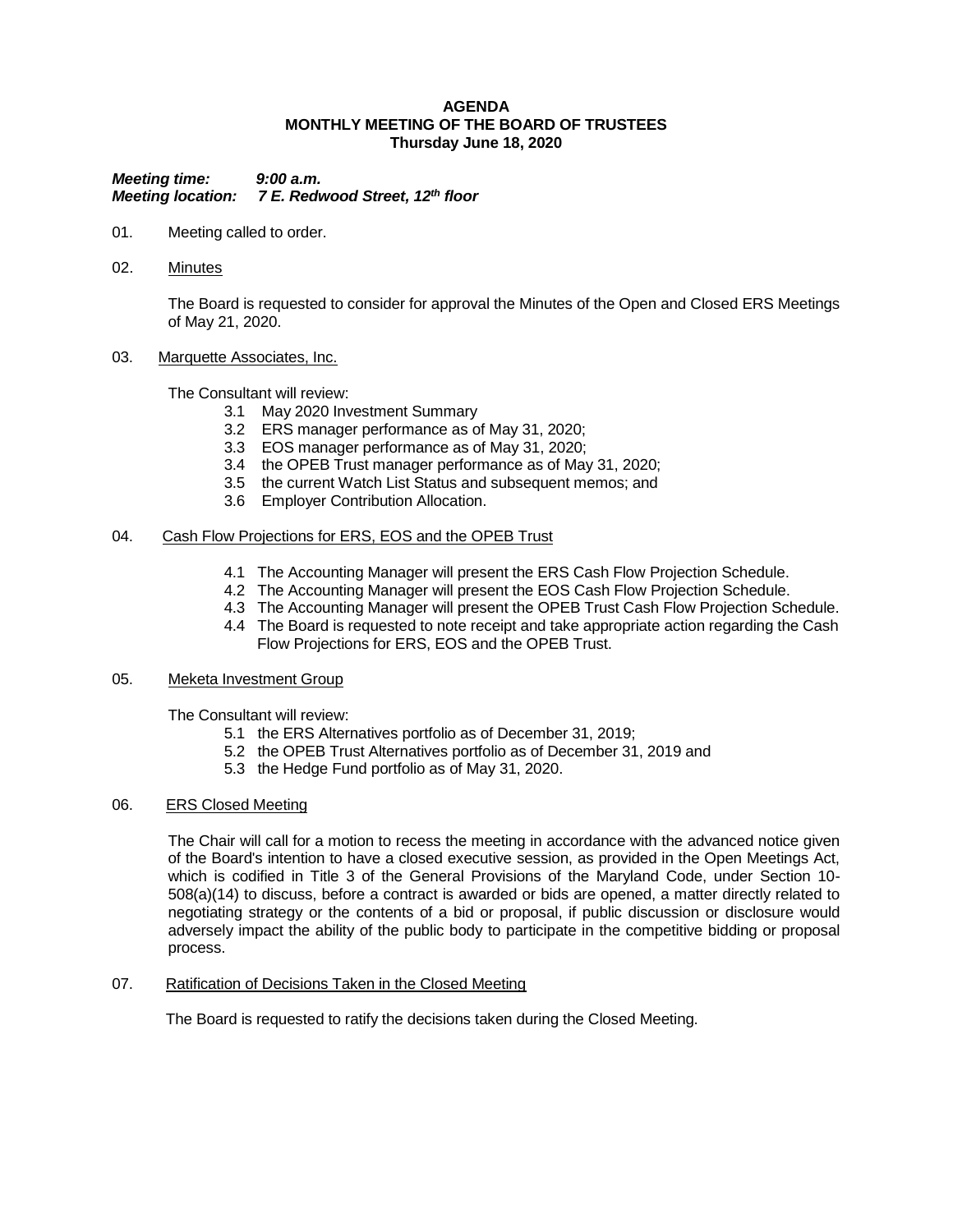# AGENDA
## MONTHLY MEETING OF THE BOARD OF TRUSTEES
### Thursday June 18, 2020

***Meeting time:*** ***9:00 a.m.***
***Meeting location:*** ***7 E. Redwood Street, 12th floor***

01. Meeting called to order.

02. Minutes

    The Board is requested to consider for approval the Minutes of the Open and Closed ERS Meetings of May 21, 2020.

03. Marquette Associates, Inc.

    The Consultant will review:
    - 3.1 May 2020 Investment Summary
    - 3.2 ERS manager performance as of May 31, 2020;
    - 3.3 EOS manager performance as of May 31, 2020;
    - 3.4 the OPEB Trust manager performance as of May 31, 2020;
    - 3.5 the current Watch List Status and subsequent memos; and
    - 3.6 Employer Contribution Allocation.

04. Cash Flow Projections for ERS, EOS and the OPEB Trust

    - 4.1 The Accounting Manager will present the ERS Cash Flow Projection Schedule.
    - 4.2 The Accounting Manager will present the EOS Cash Flow Projection Schedule.
    - 4.3 The Accounting Manager will present the OPEB Trust Cash Flow Projection Schedule.
    - 4.4 The Board is requested to note receipt and take appropriate action regarding the Cash Flow Projections for ERS, EOS and the OPEB Trust.

05. Meketa Investment Group

    The Consultant will review:
    - 5.1 the ERS Alternatives portfolio as of December 31, 2019;
    - 5.2 the OPEB Trust Alternatives portfolio as of December 31, 2019 and
    - 5.3 the Hedge Fund portfolio as of May 31, 2020.

06. ERS Closed Meeting

    The Chair will call for a motion to recess the meeting in accordance with the advanced notice given of the Board's intention to have a closed executive session, as provided in the Open Meetings Act, which is codified in Title 3 of the General Provisions of the Maryland Code, under Section 10-508(a)(14) to discuss, before a contract is awarded or bids are opened, a matter directly related to negotiating strategy or the contents of a bid or proposal, if public discussion or disclosure would adversely impact the ability of the public body to participate in the competitive bidding or proposal process.

07. Ratification of Decisions Taken in the Closed Meeting

    The Board is requested to ratify the decisions taken during the Closed Meeting.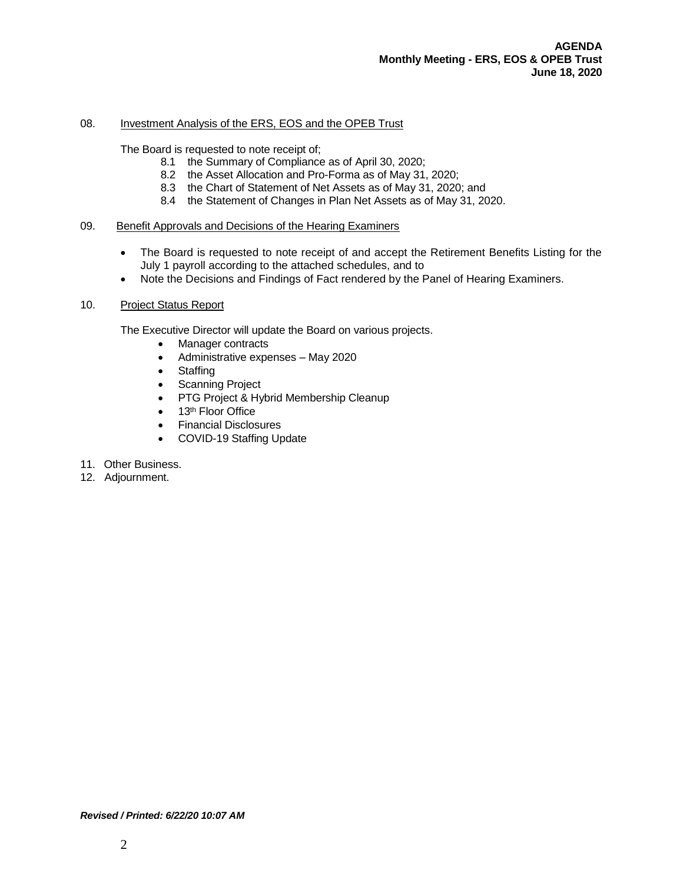**AGENDA**
**Monthly Meeting - ERS, EOS & OPEB Trust**
**June 18, 2020**

08. Investment Analysis of the ERS, EOS and the OPEB Trust

The Board is requested to note receipt of;

8.1 the Summary of Compliance as of April 30, 2020;
8.2 the Asset Allocation and Pro-Forma as of May 31, 2020;
8.3 the Chart of Statement of Net Assets as of May 31, 2020; and
8.4 the Statement of Changes in Plan Net Assets as of May 31, 2020.

09. Benefit Approvals and Decisions of the Hearing Examiners

- The Board is requested to note receipt of and accept the Retirement Benefits Listing for the July 1 payroll according to the attached schedules, and to
- Note the Decisions and Findings of Fact rendered by the Panel of Hearing Examiners.

10. Project Status Report

The Executive Director will update the Board on various projects.

- Manager contracts
- Administrative expenses – May 2020
- Staffing
- Scanning Project
- PTG Project & Hybrid Membership Cleanup
- 13th Floor Office
- Financial Disclosures
- COVID-19 Staffing Update

11. Other Business.
12. Adjournment.

***Revised / Printed: 6/22/20 10:07 AM***